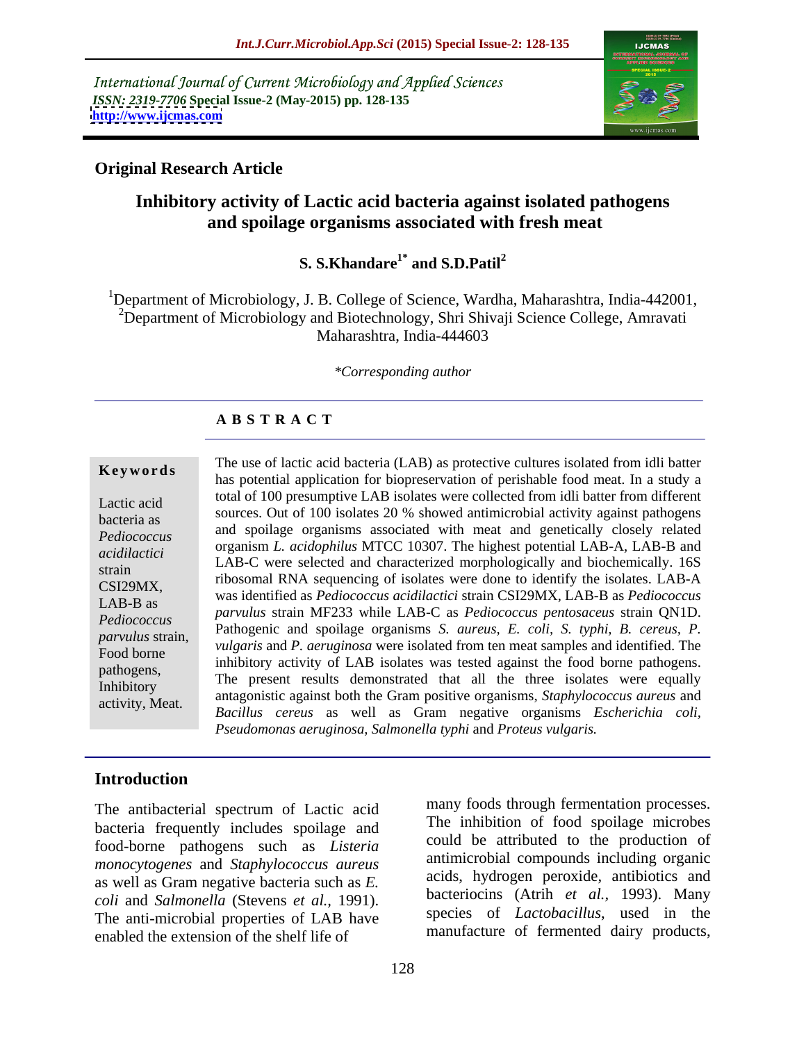International Journal of Current Microbiology and Applied Sciences
*ISSN: 2319-7706* **Special Issue-2 (May-2015) pp. 128-135**
**http://www.ijcmas.com**

**Original Research Article**

# Inhibitory activity of Lactic acid bacteria against isolated pathogens and spoilage organisms associated with fresh meat

**S. S.Khandare[1*] and S.D.Patil[2]**

[1]Department of Microbiology, J. B. College of Science, Wardha, Maharashtra, India-442001,
[2]Department of Microbiology and Biotechnology, Shri Shivaji Science College, Amravati Maharashtra, India-444603

*\*Corresponding author*

**A B S T R A C T**

**Keywords**

Lactic acid bacteria as *Pediococcus acidilactici* strain CSI29MX, LAB-B as *Pediococcus parvulus* strain, Food borne pathogens, Inhibitory activity, Meat.

The use of lactic acid bacteria (LAB) as protective cultures isolated from idli batter has potential application for biopreservation of perishable food meat. In a study a total of 100 presumptive LAB isolates were collected from idli batter from different sources. Out of 100 isolates 20 % showed antimicrobial activity against pathogens and spoilage organisms associated with meat and genetically closely related organism *L. acidophilus* MTCC 10307. The highest potential LAB-A, LAB-B and LAB-C were selected and characterized morphologically and biochemically. 16S ribosomal RNA sequencing of isolates were done to identify the isolates. LAB-A was identified as *Pediococcus acidilactici* strain CSI29MX, LAB-B as *Pediococcus parvulus* strain MF233 while LAB-C as *Pediococcus pentosaceus* strain QN1D. Pathogenic and spoilage organisms *S. aureus, E. coli, S. typhi, B. cereus, P. vulgaris* and *P. aeruginosa* were isolated from ten meat samples and identified. The inhibitory activity of LAB isolates was tested against the food borne pathogens. The present results demonstrated that all the three isolates were equally antagonistic against both the Gram positive organisms, *Staphylococcus aureus* and *Bacillus cereus* as well as Gram negative organisms *Escherichia coli, Pseudomonas aeruginosa, Salmonella typhi* and *Proteus vulgaris.*

## Introduction

The antibacterial spectrum of Lactic acid bacteria frequently includes spoilage and food-borne pathogens such as *Listeria monocytogenes* and *Staphylococcus aureus* as well as Gram negative bacteria such as *E. coli* and *Salmonella* (Stevens *et al.*, 1991). The anti-microbial properties of LAB have enabled the extension of the shelf life of many foods through fermentation processes. The inhibition of food spoilage microbes could be attributed to the production of antimicrobial compounds including organic acids, hydrogen peroxide, antibiotics and bacteriocins (Atrih *et al.*, 1993). Many species of *Lactobacillus*, used in the manufacture of fermented dairy products,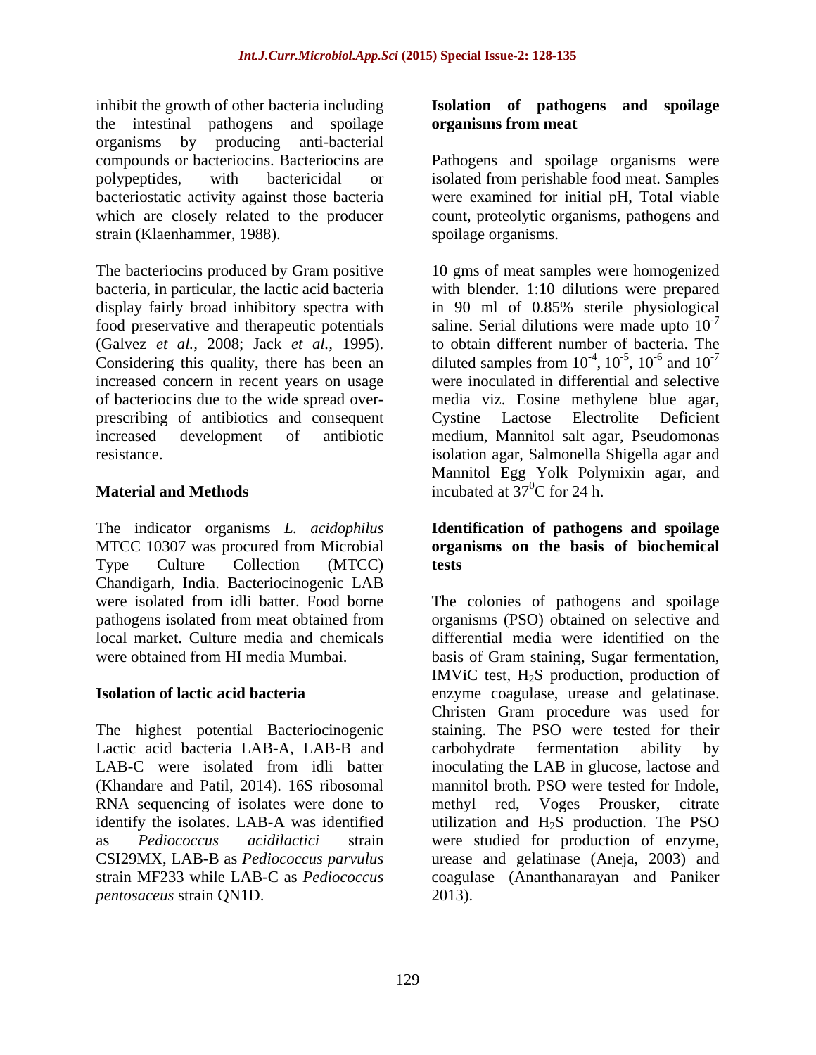inhibit the growth of other bacteria including the intestinal pathogens and spoilage organisms by producing anti-bacterial compounds or bacteriocins. Bacteriocins are polypeptides, with bactericidal or bacteriostatic activity against those bacteria which are closely related to the producer strain (Klaenhammer, 1988).

The bacteriocins produced by Gram positive bacteria, in particular, the lactic acid bacteria display fairly broad inhibitory spectra with food preservative and therapeutic potentials (Galvez *et al.,* 2008; Jack *et al.,* 1995). Considering this quality, there has been an increased concern in recent years on usage of bacteriocins due to the wide spread over-prescribing of antibiotics and consequent increased development of antibiotic resistance.

## Material and Methods

The indicator organisms *L. acidophilus* MTCC 10307 was procured from Microbial Type Culture Collection (MTCC) Chandigarh, India. Bacteriocinogenic LAB were isolated from idli batter. Food borne pathogens isolated from meat obtained from local market. Culture media and chemicals were obtained from HI media Mumbai.

### Isolation of lactic acid bacteria

The highest potential Bacteriocinogenic Lactic acid bacteria LAB-A, LAB-B and LAB-C were isolated from idli batter (Khandare and Patil, 2014). 16S ribosomal RNA sequencing of isolates were done to identify the isolates. LAB-A was identified as *Pediococcus acidilactici* strain CSI29MX, LAB-B as *Pediococcus parvulus* strain MF233 while LAB-C as *Pediococcus pentosaceus* strain QN1D.

### Isolation of pathogens and spoilage organisms from meat

Pathogens and spoilage organisms were isolated from perishable food meat. Samples were examined for initial pH, Total viable count, proteolytic organisms, pathogens and spoilage organisms.

10 gms of meat samples were homogenized with blender. 1:10 dilutions were prepared in 90 ml of 0.85% sterile physiological saline. Serial dilutions were made upto $10^{-7}$ to obtain different number of bacteria. The diluted samples from $10^{-4}$, $10^{-5}$, $10^{-6}$ and $10^{-7}$ were inoculated in differential and selective media viz. Eosine methylene blue agar, Cystine Lactose Electrolite Deficient medium, Mannitol salt agar, Pseudomonas isolation agar, Salmonella Shigella agar and Mannitol Egg Yolk Polymixin agar, and incubated at $37^0$C for 24 h.

### Identification of pathogens and spoilage organisms on the basis of biochemical tests

The colonies of pathogens and spoilage organisms (PSO) obtained on selective and differential media were identified on the basis of Gram staining, Sugar fermentation, IMViC test, $H_2S$ production, production of enzyme coagulase, urease and gelatinase. Christen Gram procedure was used for staining. The PSO were tested for their carbohydrate fermentation ability by inoculating the LAB in glucose, lactose and mannitol broth. PSO were tested for Indole, methyl red, Voges Prousker, citrate utilization and $H_2S$ production. The PSO were studied for production of enzyme, urease and gelatinase (Aneja, 2003) and coagulase (Ananthanarayan and Paniker 2013).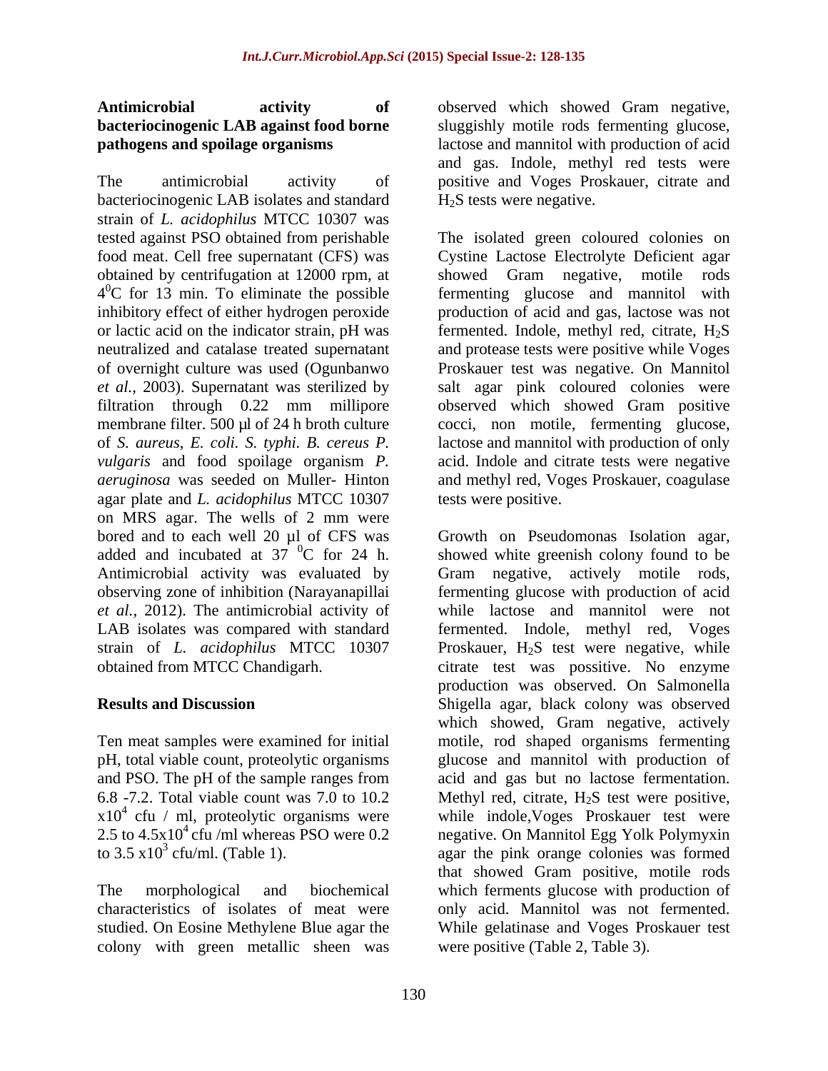**Antimicrobial activity of bacteriocinogenic LAB against food borne pathogens and spoilage organisms**

The antimicrobial activity of bacteriocinogenic LAB isolates and standard strain of *L. acidophilus* MTCC 10307 was tested against PSO obtained from perishable food meat. Cell free supernatant (CFS) was obtained by centrifugation at 12000 rpm, at $4^0$C for 13 min. To eliminate the possible inhibitory effect of either hydrogen peroxide or lactic acid on the indicator strain, pH was neutralized and catalase treated supernatant of overnight culture was used (Ogunbanwo *et al.*, 2003). Supernatant was sterilized by filtration through 0.22 mm millipore membrane filter. 500 µl of 24 h broth culture of *S. aureus*, *E. coli*. *S. typhi*. *B. cereus P. vulgaris* and food spoilage organism *P. aeruginosa* was seeded on Muller- Hinton agar plate and *L. acidophilus* MTCC 10307 on MRS agar. The wells of 2 mm were bored and to each well 20 µl of CFS was added and incubated at 37 $^0$C for 24 h. Antimicrobial activity was evaluated by observing zone of inhibition (Narayanapillai *et al.*, 2012). The antimicrobial activity of LAB isolates was compared with standard strain of *L. acidophilus* MTCC 10307 obtained from MTCC Chandigarh.

## Results and Discussion

Ten meat samples were examined for initial pH, total viable count, proteolytic organisms and PSO. The pH of the sample ranges from 6.8 -7.2. Total viable count was 7.0 to 10.2 $x10^4$ cfu / ml, proteolytic organisms were 2.5 to $4.5x10^4$ cfu /ml whereas PSO were 0.2 to 3.5 $x10^3$ cfu/ml. (Table 1).

The morphological and biochemical characteristics of isolates of meat were studied. On Eosine Methylene Blue agar the colony with green metallic sheen was observed which showed Gram negative, sluggishly motile rods fermenting glucose, lactose and mannitol with production of acid and gas. Indole, methyl red tests were positive and Voges Proskauer, citrate and $H_2S$ tests were negative.

The isolated green coloured colonies on Cystine Lactose Electrolyte Deficient agar showed Gram negative, motile rods fermenting glucose and mannitol with production of acid and gas, lactose was not fermented. Indole, methyl red, citrate, $H_2S$ and protease tests were positive while Voges Proskauer test was negative. On Mannitol salt agar pink coloured colonies were observed which showed Gram positive cocci, non motile, fermenting glucose, lactose and mannitol with production of only acid. Indole and citrate tests were negative and methyl red, Voges Proskauer, coagulase tests were positive.

Growth on Pseudomonas Isolation agar, showed white greenish colony found to be Gram negative, actively motile rods, fermenting glucose with production of acid while lactose and mannitol were not fermented. Indole, methyl red, Voges Proskauer, $H_2S$ test were negative, while citrate test was possitive. No enzyme production was observed. On Salmonella Shigella agar, black colony was observed which showed, Gram negative, actively motile, rod shaped organisms fermenting glucose and mannitol with production of acid and gas but no lactose fermentation. Methyl red, citrate, $H_2S$ test were positive, while indole,Voges Proskauer test were negative. On Mannitol Egg Yolk Polymyxin agar the pink orange colonies was formed that showed Gram positive, motile rods which ferments glucose with production of only acid. Mannitol was not fermented. While gelatinase and Voges Proskauer test were positive (Table 2, Table 3).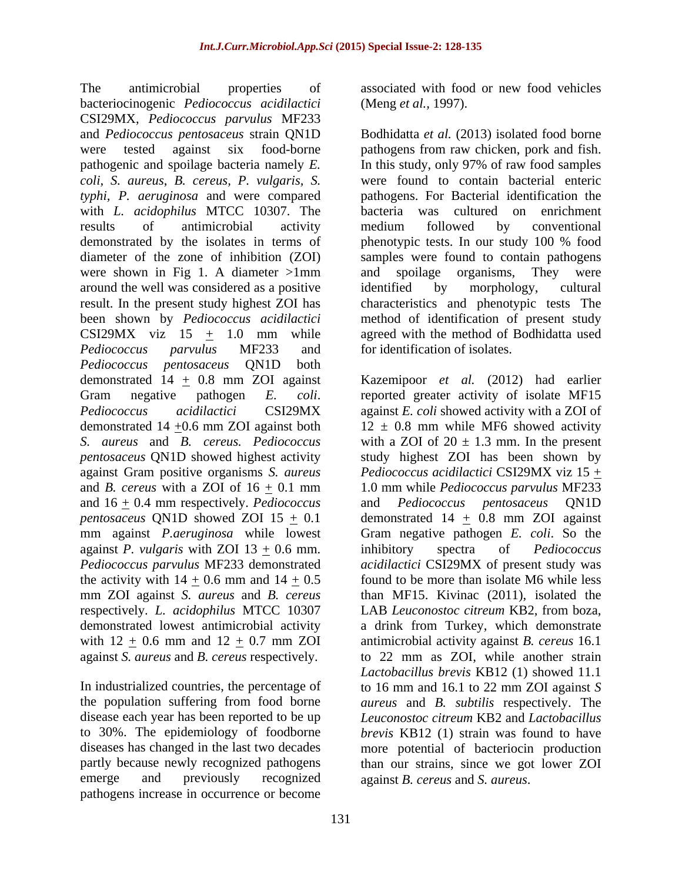The antimicrobial properties of bacteriocinogenic *Pediococcus acidilactici* CSI29MX, *Pediococcus parvulus* MF233 and *Pediococcus pentosaceus* strain QN1D were tested against six food-borne pathogenic and spoilage bacteria namely *E. coli*, *S. aureus*, *B. cereus, P. vulgaris, S. typhi, P. aeruginosa* and were compared with *L. acidophilus* MTCC 10307. The results of antimicrobial activity demonstrated by the isolates in terms of diameter of the zone of inhibition (ZOI) were shown in Fig 1. A diameter >1mm around the well was considered as a positive result. In the present study highest ZOI has been shown by *Pediococcus acidilactici* CSI29MX viz 15 $\pm$ 1.0 mm while *Pediococcus parvulus* MF233 and *Pediococcus pentosaceus* QN1D both demonstrated 14 $\pm$ 0.8 mm ZOI against Gram negative pathogen *E. coli*. *Pediococcus acidilactici* CSI29MX demonstrated 14 $\pm$0.6 mm ZOI against both *S. aureus* and *B. cereus. Pediococcus pentosaceus* QN1D showed highest activity against Gram positive organisms *S. aureus* and *B. cereus* with a ZOI of 16 $\pm$ 0.1 mm and 16 $\pm$ 0.4 mm respectively. *Pediococcus pentosaceus* QN1D showed ZOI 15 $\pm$ 0.1 mm against *P.aeruginosa* while lowest against *P. vulgaris* with ZOI 13 $\pm$ 0.6 mm. *Pediococcus parvulus* MF233 demonstrated the activity with 14 $\pm$ 0.6 mm and 14 $\pm$ 0.5 mm ZOI against *S. aureus* and *B. cereus* respectively. *L. acidophilus* MTCC 10307 demonstrated lowest antimicrobial activity with 12 $\pm$ 0.6 mm and 12 $\pm$ 0.7 mm ZOI against *S. aureus* and *B. cereus* respectively.

In industrialized countries, the percentage of the population suffering from food borne disease each year has been reported to be up to 30%. The epidemiology of foodborne diseases has changed in the last two decades partly because newly recognized pathogens emerge and previously recognized pathogens increase in occurrence or become associated with food or new food vehicles (Meng *et al.,* 1997).

Bodhidatta *et al.* (2013) isolated food borne pathogens from raw chicken, pork and fish. In this study, only 97% of raw food samples were found to contain bacterial enteric pathogens. For Bacterial identification the bacteria was cultured on enrichment medium followed by conventional phenotypic tests. In our study 100 % food samples were found to contain pathogens and spoilage organisms, They were identified by morphology, cultural characteristics and phenotypic tests The method of identification of present study agreed with the method of Bodhidatta used for identification of isolates.

Kazemipoor *et al.* (2012) had earlier reported greater activity of isolate MF15 against *E. coli* showed activity with a ZOI of 12 $\pm$ 0.8 mm while MF6 showed activity with a ZOI of 20 $\pm$ 1.3 mm. In the present study highest ZOI has been shown by *Pediococcus acidilactici* CSI29MX viz 15 $\pm$ 1.0 mm while *Pediococcus parvulus* MF233 and *Pediococcus pentosaceus* QN1D demonstrated 14 $\pm$ 0.8 mm ZOI against Gram negative pathogen *E. coli*. So the inhibitory spectra of *Pediococcus acidilactici* CSI29MX of present study was found to be more than isolate M6 while less than MF15. Kivinac (2011), isolated the LAB *Leuconostoc citreum* KB2, from boza, a drink from Turkey, which demonstrate antimicrobial activity against *B. cereus* 16.1 to 22 mm as ZOI, while another strain *Lactobacillus brevis* KB12 (1) showed 11.1 to 16 mm and 16.1 to 22 mm ZOI against *S aureus* and *B. subtilis* respectively. The *Leuconostoc citreum* KB2 and *Lactobacillus brevis* KB12 (1) strain was found to have more potential of bacteriocin production than our strains, since we got lower ZOI against *B. cereus* and *S. aureus*.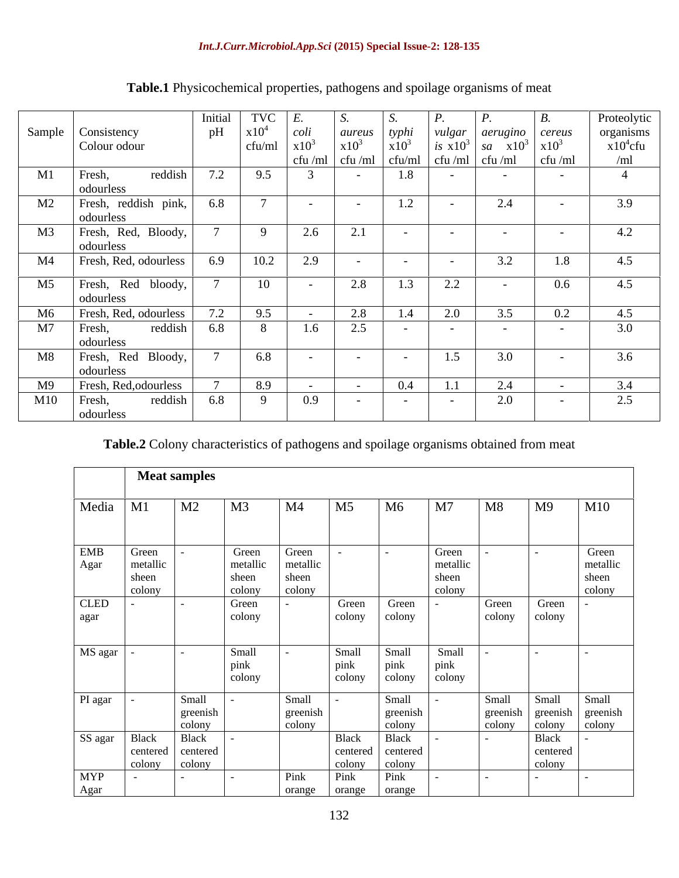**Table.1** Physicochemical properties, pathogens and spoilage organisms of meat

| Sample | Consistency Colour odour | Initial pH | TVC $\times 10^4$ cfu/ml | *E. coli* $\times 10^3$ cfu /ml | *S. aureus* $\times 10^3$ cfu /ml | *S. typhi* $\times 10^3$ cfu/ml | *P. vulgaris* $\times 10^3$ cfu /ml | *P. aeruginosa* $\times 10^3$ cfu /ml | *B. cereus* $\times 10^3$ cfu /ml | Proteolytic organisms $\times 10^4$ cfu /ml |
|---|---|---|---|---|---|---|---|---|---|---|
| M1 | Fresh, reddish odourless | 7.2 | 9.5 | 3 | - | 1.8 | - | - | - | 4 |
| M2 | Fresh, reddish pink, odourless | 6.8 | 7 | - | - | 1.2 | - | 2.4 | - | 3.9 |
| M3 | Fresh, Red, Bloody, odourless | 7 | 9 | 2.6 | 2.1 | - | - | - | - | 4.2 |
| M4 | Fresh, Red, odourless | 6.9 | 10.2 | 2.9 | - | - | - | 3.2 | 1.8 | 4.5 |
| M5 | Fresh, Red bloody, odourless | 7 | 10 | - | 2.8 | 1.3 | 2.2 | - | 0.6 | 4.5 |
| M6 | Fresh, Red, odourless | 7.2 | 9.5 | - | 2.8 | 1.4 | 2.0 | 3.5 | 0.2 | 4.5 |
| M7 | Fresh, reddish odourless | 6.8 | 8 | 1.6 | 2.5 | - | - | - | - | 3.0 |
| M8 | Fresh, Red Bloody, odourless | 7 | 6.8 | - | - | - | 1.5 | 3.0 | - | 3.6 |
| M9 | Fresh, Red,odourless | 7 | 8.9 | - | - | 0.4 | 1.1 | 2.4 | - | 3.4 |
| M10 | Fresh, reddish odourless | 6.8 | 9 | 0.9 | - | - | - | 2.0 | - | 2.5 |

**Table.2** Colony characteristics of pathogens and spoilage organisms obtained from meat

| | Meat samples | | | | | | | | | |
|---|---|---|---|---|---|---|---|---|---|---|
| Media | M1 | M2 | M3 | M4 | M5 | M6 | M7 | M8 | M9 | M10 |
| EMB Agar | Green metallic sheen colony | - | Green metallic sheen colony | Green metallic sheen colony | - | - | Green metallic sheen colony | - | - | Green metallic sheen colony |
| CLED agar | - | - | Green colony | - | Green colony | Green colony | - | Green colony | Green colony | - |
| MS agar | - | - | Small pink colony | - | Small pink colony | Small pink colony | Small pink colony | - | - | - |
| PI agar | - | Small greenish colony | - | Small greenish colony | - | Small greenish colony | - | Small greenish colony | Small greenish colony | Small greenish colony |
| SS agar | Black centered colony | Black centered colony | - | | Black centered colony | Black centered colony | - | - | Black centered colony | - |
| MYP Agar | - | - | - | Pink orange | Pink orange | Pink orange | - | - | - | - |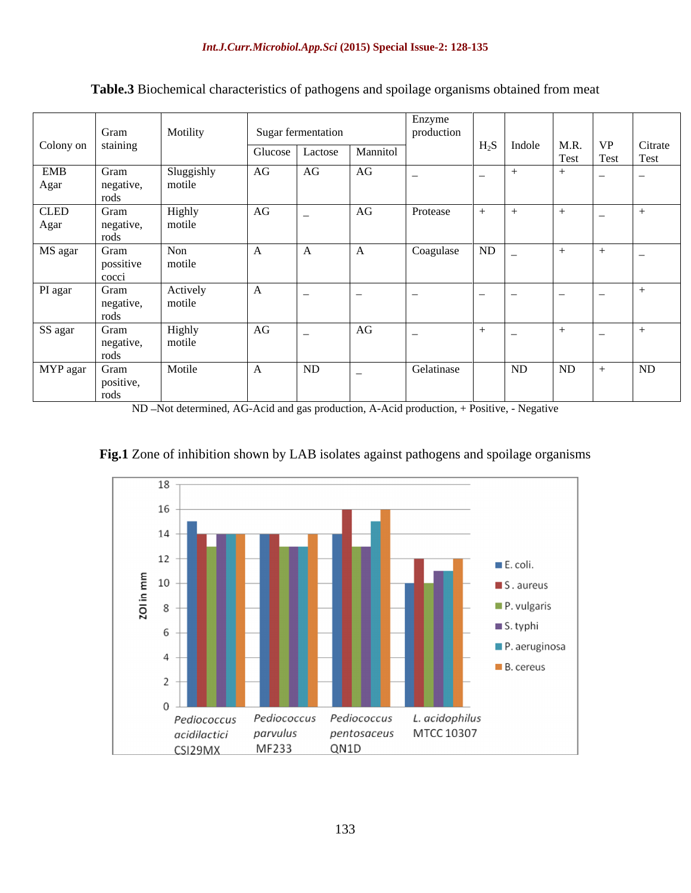**Table.3** Biochemical characteristics of pathogens and spoilage organisms obtained from meat

| Colony on | Gram staining | Motility | Sugar fermentation | | | Enzyme production | $H_2S$ | Indole | M.R. Test | VP Test | Citrate Test |
|---|---|---|---|---|---|---|---|---|---|---|---|
| | | | Glucose | Lactose | Mannitol | | | | | | |
| EMB Agar | Gram negative, rods | Sluggishly motile | AG | AG | AG | – | – | + | + | – | – |
| CLED Agar | Gram negative, rods | Highly motile | AG | – | AG | Protease | + | + | + | – | + |
| MS agar | Gram possitive cocci | Non motile | A | A | A | Coagulase | ND | – | + | + | – |
| PI agar | Gram negative, rods | Actively motile | A | – | – | – | – | – | – | – | + |
| SS agar | Gram negative, rods | Highly motile | AG | – | AG | – | + | – | + | – | + |
| MYP agar | Gram positive, rods | Motile | A | ND | – | Gelatinase | | ND | ND | + | ND |

ND –Not determined, AG-Acid and gas production, A-Acid production, + Positive, - Negative

**Fig.1** Zone of inhibition shown by LAB isolates against pathogens and spoilage organisms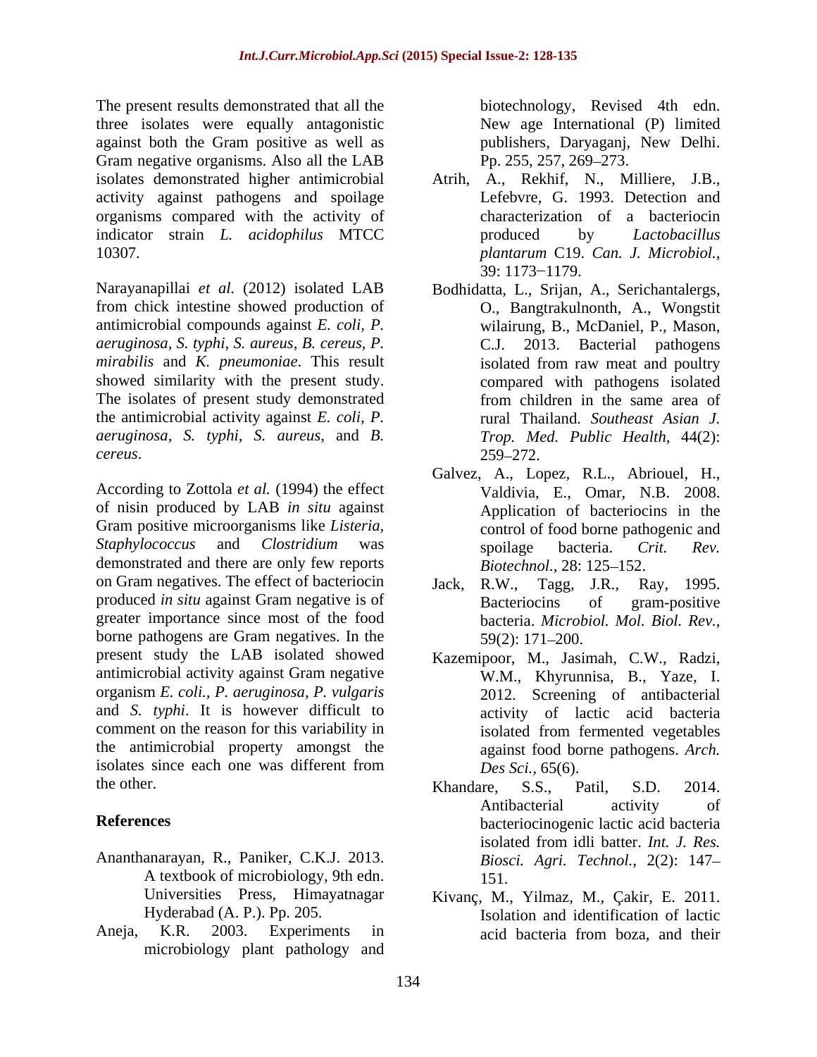The present results demonstrated that all the three isolates were equally antagonistic against both the Gram positive as well as Gram negative organisms. Also all the LAB isolates demonstrated higher antimicrobial activity against pathogens and spoilage organisms compared with the activity of indicator strain *L. acidophilus* MTCC 10307.

Narayanapillai *et al.* (2012) isolated LAB from chick intestine showed production of antimicrobial compounds against *E. coli*, *P. aeruginosa*, *S. typhi*, *S. aureus*, *B. cereus*, *P. mirabilis* and *K. pneumoniae*. This result showed similarity with the present study. The isolates of present study demonstrated the antimicrobial activity against *E. coli*, *P. aeruginosa*, *S. typhi*, *S. aureus*, and *B. cereus*.

According to Zottola *et al.* (1994) the effect of nisin produced by LAB *in situ* against Gram positive microorganisms like *Listeria*, *Staphylococcus* and *Clostridium* was demonstrated and there are only few reports on Gram negatives. The effect of bacteriocin produced *in situ* against Gram negative is of greater importance since most of the food borne pathogens are Gram negatives. In the present study the LAB isolated showed antimicrobial activity against Gram negative organism *E. coli.*, *P. aeruginosa*, *P. vulgaris* and *S. typhi*. It is however difficult to comment on the reason for this variability in the antimicrobial property amongst the isolates since each one was different from the other.

## References

Ananthanarayan, R., Paniker, C.K.J. 2013. A textbook of microbiology, 9th edn. Universities Press, Himayatnagar Hyderabad (A. P.). Pp. 205.

Aneja, K.R. 2003. Experiments in microbiology plant pathology and biotechnology, Revised 4th edn. New age International (P) limited publishers, Daryaganj, New Delhi. Pp. 255, 257, 269–273.

Atrih, A., Rekhif, N., Milliere, J.B., Lefebvre, G. 1993. Detection and characterization of a bacteriocin produced by *Lactobacillus plantarum* C19. *Can. J. Microbiol.*, 39: 1173−1179.

Bodhidatta, L., Srijan, A., Serichantalergs, O., Bangtrakulnonth, A., Wongstit wilairung, B., McDaniel, P., Mason, C.J. 2013. Bacterial pathogens isolated from raw meat and poultry compared with pathogens isolated from children in the same area of rural Thailand. *Southeast Asian J. Trop. Med. Public Health,* 44(2): 259–272.

Galvez, A., Lopez, R.L., Abriouel, H., Valdivia, E., Omar, N.B. 2008. Application of bacteriocins in the control of food borne pathogenic and spoilage bacteria. *Crit. Rev. Biotechnol.,* 28: 125–152.

Jack, R.W., Tagg, J.R., Ray, 1995. Bacteriocins of gram-positive bacteria. *Microbiol. Mol. Biol. Rev.,* 59(2): 171–200.

Kazemipoor, M., Jasimah, C.W., Radzi, W.M., Khyrunnisa, B., Yaze, I. 2012. Screening of antibacterial activity of lactic acid bacteria isolated from fermented vegetables against food borne pathogens. *Arch. Des Sci.,* 65(6).

Khandare, S.S., Patil, S.D. 2014. Antibacterial activity of bacteriocinogenic lactic acid bacteria isolated from idli batter. *Int. J. Res. Biosci. Agri. Technol.,* 2(2): 147–151.

Kivanç, M., Yilmaz, M., Çakir, E. 2011. Isolation and identification of lactic acid bacteria from boza, and their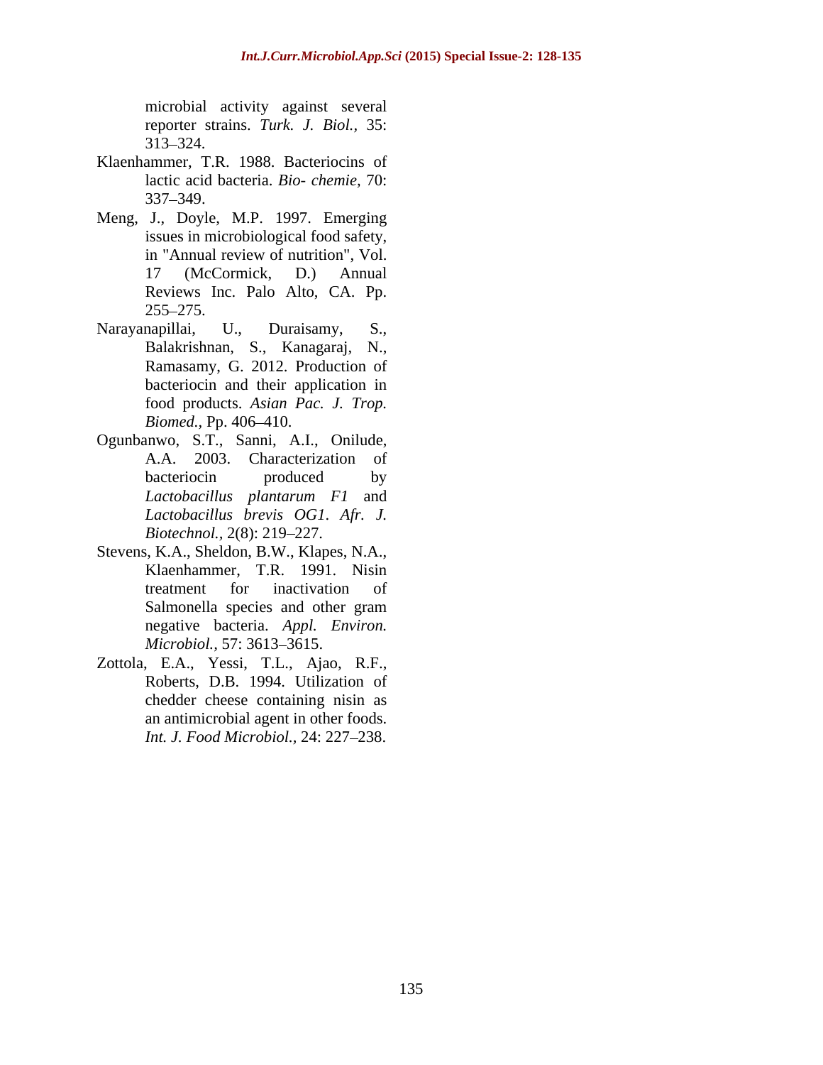microbial activity against several reporter strains. *Turk. J. Biol.,* 35: 313–324.

Klaenhammer, T.R. 1988. Bacteriocins of lactic acid bacteria. *Bio- chemie,* 70: 337–349.

Meng, J., Doyle, M.P. 1997. Emerging issues in microbiological food safety, in "Annual review of nutrition", Vol. 17 (McCormick, D.) Annual Reviews Inc. Palo Alto, CA. Pp. 255–275.

Narayanapillai, U., Duraisamy, S., Balakrishnan, S., Kanagaraj, N., Ramasamy, G. 2012. Production of bacteriocin and their application in food products. *Asian Pac. J. Trop. Biomed.,* Pp. 406–410.

Ogunbanwo, S.T., Sanni, A.I., Onilude, A.A. 2003. Characterization of bacteriocin produced by *Lactobacillus plantarum F1* and *Lactobacillus brevis OG1*. *Afr. J. Biotechnol.,* 2(8): 219–227.

Stevens, K.A., Sheldon, B.W., Klapes, N.A., Klaenhammer, T.R. 1991. Nisin treatment for inactivation of Salmonella species and other gram negative bacteria. *Appl. Environ. Microbiol.,* 57: 3613–3615.

Zottola, E.A., Yessi, T.L., Ajao, R.F., Roberts, D.B. 1994. Utilization of chedder cheese containing nisin as an antimicrobial agent in other foods. *Int. J. Food Microbiol.,* 24: 227–238.